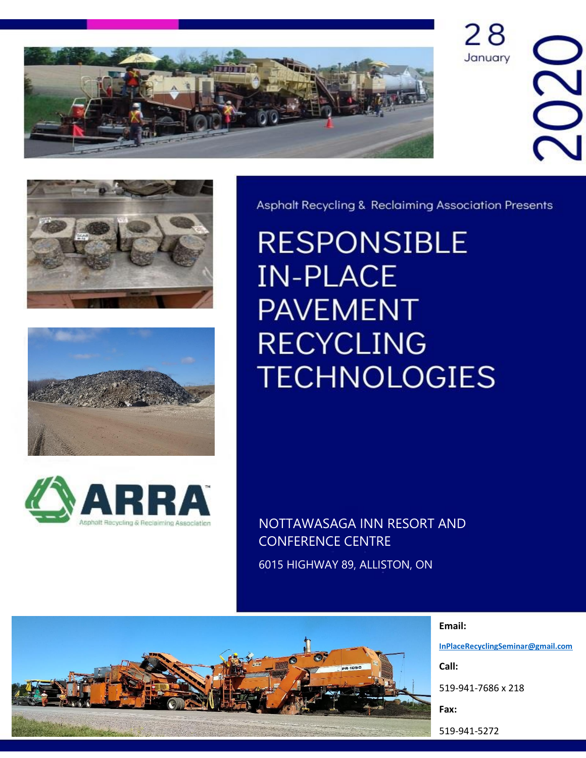28 January 2020

Asphalt Recycling & Reclaiming Association Presents

# RESPONSIBLE IN-PLACE PAVEMENT RECYCLING TECHNOLOGIES

ARRA™ Asphalt Recycling & Reclaiming Association

NOTTAWASAGA INN RESORT AND CONFERENCE CENTRE

6015 HIGHWAY 89, ALLISTON, ON

**Email:**

InPlaceRecyclingSeminar@gmail.com

**Call:**

519-941-7686 x 218

**Fax:**

519-941-5272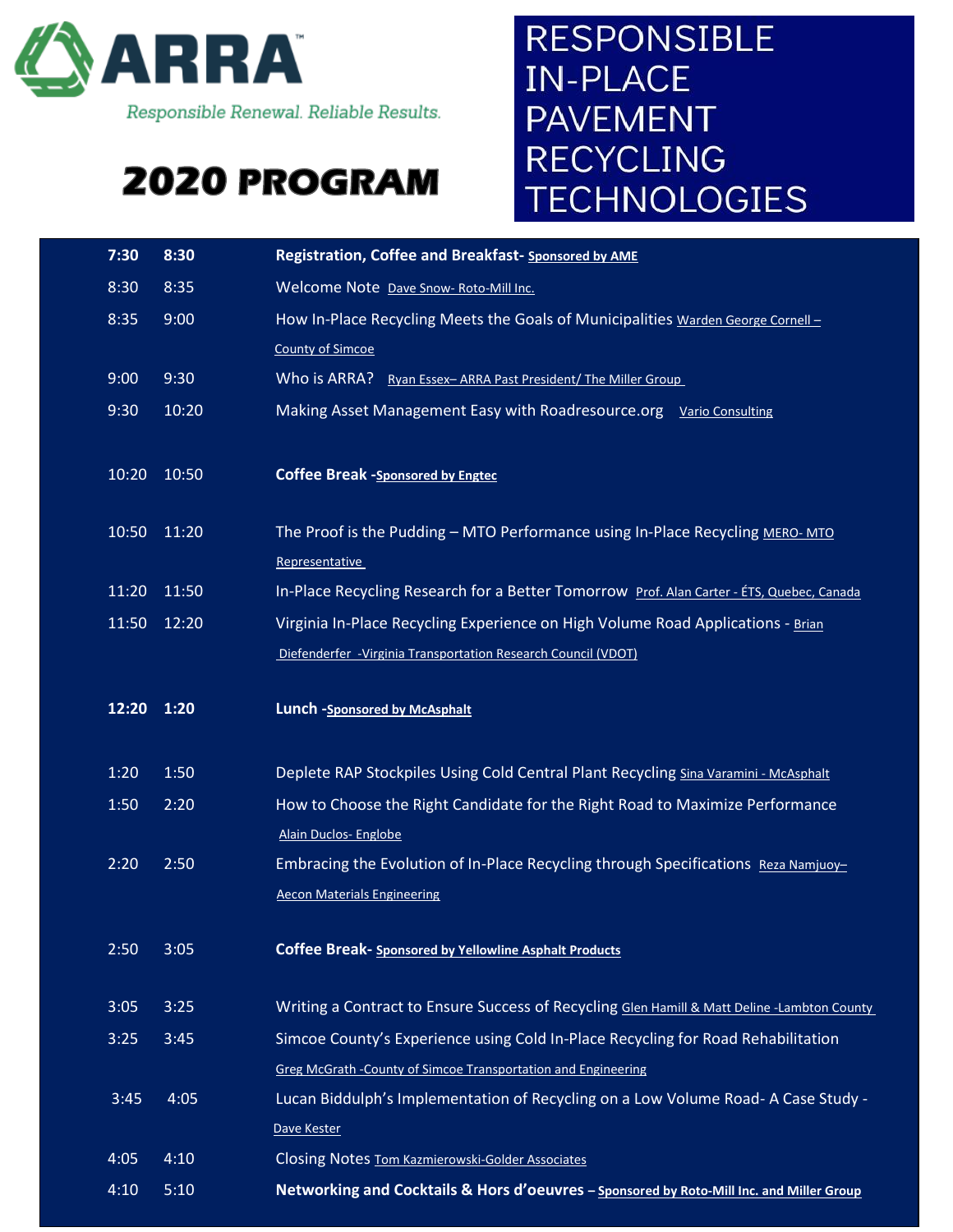ARRA

Responsible Renewal. Reliable Results.

# 2020 PROGRAM

# RESPONSIBLE IN-PLACE PAVEMENT RECYCLING TECHNOLOGIES

| Start | End | Session |
|---|---|---|
| **7:30** | **8:30** | **Registration, Coffee and Breakfast- Sponsored by AME** |
| 8:30 | 8:35 | Welcome Note Dave Snow- Roto-Mill Inc. |
| 8:35 | 9:00 | How In-Place Recycling Meets the Goals of Municipalities Warden George Cornell – County of Simcoe |
| 9:00 | 9:30 | Who is ARRA? Ryan Essex– ARRA Past President/ The Miller Group |
| 9:30 | 10:20 | Making Asset Management Easy with Roadresource.org Vario Consulting |
| 10:20 | 10:50 | **Coffee Break -Sponsored by Engtec** |
| 10:50 | 11:20 | The Proof is the Pudding – MTO Performance using In-Place Recycling MERO- MTO Representative |
| 11:20 | 11:50 | In-Place Recycling Research for a Better Tomorrow Prof. Alan Carter - ÉTS, Quebec, Canada |
| 11:50 | 12:20 | Virginia In-Place Recycling Experience on High Volume Road Applications - Brian Diefenderfer -Virginia Transportation Research Council (VDOT) |
| **12:20** | **1:20** | **Lunch -Sponsored by McAsphalt** |
| 1:20 | 1:50 | Deplete RAP Stockpiles Using Cold Central Plant Recycling Sina Varamini - McAsphalt |
| 1:50 | 2:20 | How to Choose the Right Candidate for the Right Road to Maximize Performance Alain Duclos- Englobe |
| 2:20 | 2:50 | Embracing the Evolution of In-Place Recycling through Specifications Reza Namjuoy– Aecon Materials Engineering |
| 2:50 | 3:05 | **Coffee Break- Sponsored by Yellowline Asphalt Products** |
| 3:05 | 3:25 | Writing a Contract to Ensure Success of Recycling Glen Hamill & Matt Deline -Lambton County |
| 3:25 | 3:45 | Simcoe County's Experience using Cold In-Place Recycling for Road Rehabilitation Greg McGrath -County of Simcoe Transportation and Engineering |
| 3:45 | 4:05 | Lucan Biddulph's Implementation of Recycling on a Low Volume Road- A Case Study - Dave Kester |
| 4:05 | 4:10 | Closing Notes Tom Kazmierowski-Golder Associates |
| 4:10 | 5:10 | **Networking and Cocktails & Hors d'oeuvres – Sponsored by Roto-Mill Inc. and Miller Group** |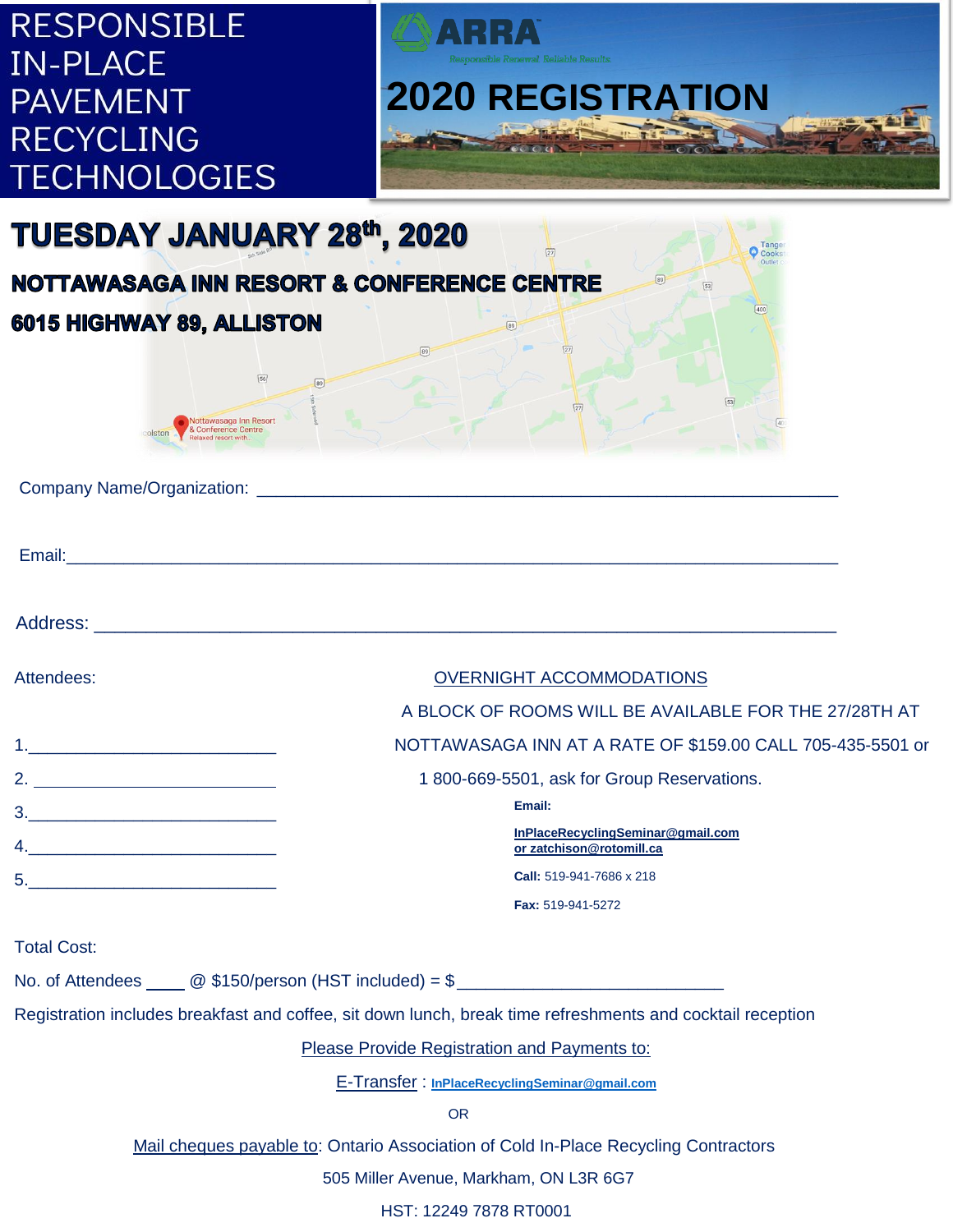# RESPONSIBLE IN-PLACE PAVEMENT RECYCLING TECHNOLOGIES

ARRA

Responsible Renewal. Reliable Results.

# 2020 REGISTRATION

## TUESDAY JANUARY 28th, 2020

### NOTTAWASAGA INN RESORT & CONFERENCE CENTRE

### 6015 HIGHWAY 89, ALLISTON

Company Name/Organization: ____________________________________________________________

Email:_________________________________________________________________________________

Address: ______________________________________________________________________________

Attendees:

1.___________________________

2. __________________________

3.___________________________

4.___________________________

5.___________________________

OVERNIGHT ACCOMMODATIONS

A BLOCK OF ROOMS WILL BE AVAILABLE FOR THE 27/28TH AT NOTTAWASAGA INN AT A RATE OF $159.00 CALL 705-435-5501 or 1 800-669-5501, ask for Group Reservations.

**Email:**

**InPlaceRecyclingSeminar@gmail.com or zatchison@rotomill.ca**

**Call:** 519-941-7686 x 218

**Fax:** 519-941-5272

Total Cost:

No. of Attendees ____ @ $150/person (HST included) = $____________________________

Registration includes breakfast and coffee, sit down lunch, break time refreshments and cocktail reception

Please Provide Registration and Payments to:

E-Transfer : **InPlaceRecyclingSeminar@gmail.com**

OR

Mail cheques payable to: Ontario Association of Cold In-Place Recycling Contractors

505 Miller Avenue, Markham, ON L3R 6G7

HST: 12249 7878 RT0001